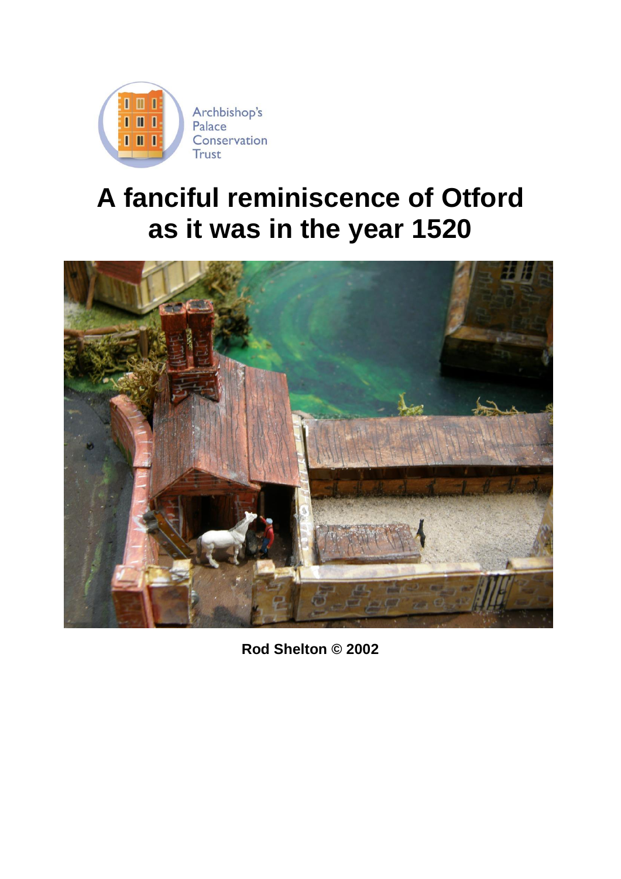Archbishop's Palace Conservation Trust

# A fanciful reminiscence of Otford as it was in the year 1520

**Rod Shelton © 2002**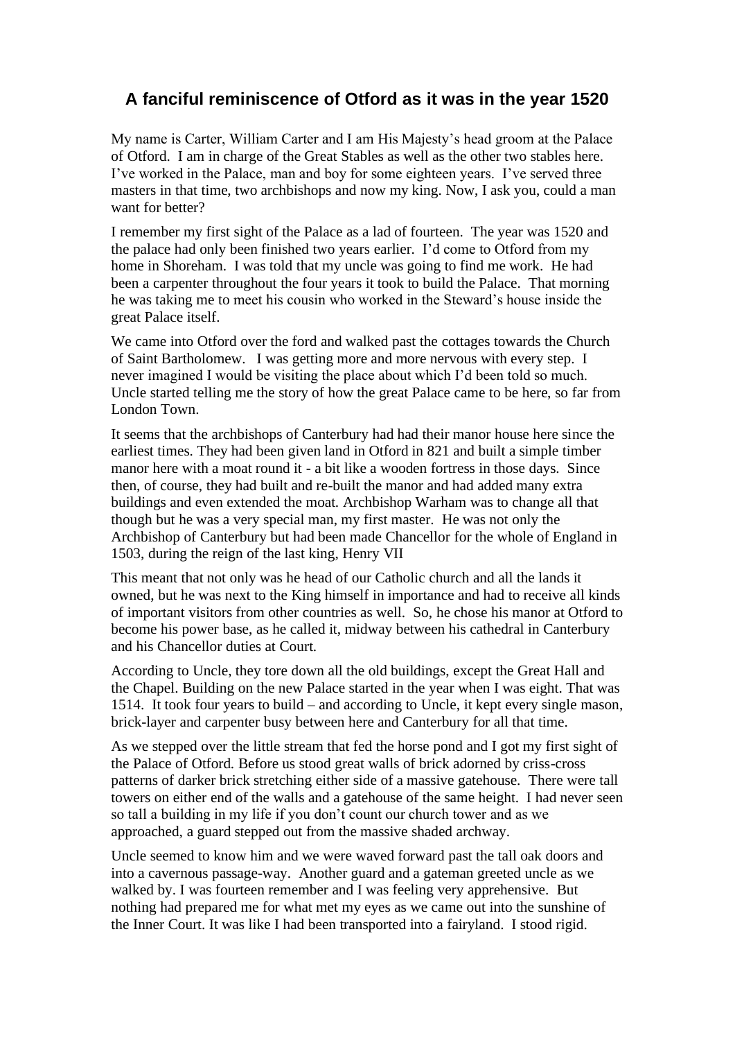# A fanciful reminiscence of Otford as it was in the year 1520

My name is Carter, William Carter and I am His Majesty's head groom at the Palace of Otford. I am in charge of the Great Stables as well as the other two stables here. I've worked in the Palace, man and boy for some eighteen years. I've served three masters in that time, two archbishops and now my king. Now, I ask you, could a man want for better?

I remember my first sight of the Palace as a lad of fourteen. The year was 1520 and the palace had only been finished two years earlier. I'd come to Otford from my home in Shoreham. I was told that my uncle was going to find me work. He had been a carpenter throughout the four years it took to build the Palace. That morning he was taking me to meet his cousin who worked in the Steward's house inside the great Palace itself.

We came into Otford over the ford and walked past the cottages towards the Church of Saint Bartholomew. I was getting more and more nervous with every step. I never imagined I would be visiting the place about which I'd been told so much. Uncle started telling me the story of how the great Palace came to be here, so far from London Town.

It seems that the archbishops of Canterbury had had their manor house here since the earliest times. They had been given land in Otford in 821 and built a simple timber manor here with a moat round it - a bit like a wooden fortress in those days. Since then, of course, they had built and re-built the manor and had added many extra buildings and even extended the moat. Archbishop Warham was to change all that though but he was a very special man, my first master. He was not only the Archbishop of Canterbury but had been made Chancellor for the whole of England in 1503, during the reign of the last king, Henry VII

This meant that not only was he head of our Catholic church and all the lands it owned, but he was next to the King himself in importance and had to receive all kinds of important visitors from other countries as well. So, he chose his manor at Otford to become his power base, as he called it, midway between his cathedral in Canterbury and his Chancellor duties at Court.

According to Uncle, they tore down all the old buildings, except the Great Hall and the Chapel. Building on the new Palace started in the year when I was eight. That was 1514. It took four years to build – and according to Uncle, it kept every single mason, brick-layer and carpenter busy between here and Canterbury for all that time.

As we stepped over the little stream that fed the horse pond and I got my first sight of the Palace of Otford. Before us stood great walls of brick adorned by criss-cross patterns of darker brick stretching either side of a massive gatehouse. There were tall towers on either end of the walls and a gatehouse of the same height. I had never seen so tall a building in my life if you don't count our church tower and as we approached, a guard stepped out from the massive shaded archway.

Uncle seemed to know him and we were waved forward past the tall oak doors and into a cavernous passage-way. Another guard and a gateman greeted uncle as we walked by. I was fourteen remember and I was feeling very apprehensive. But nothing had prepared me for what met my eyes as we came out into the sunshine of the Inner Court. It was like I had been transported into a fairyland. I stood rigid.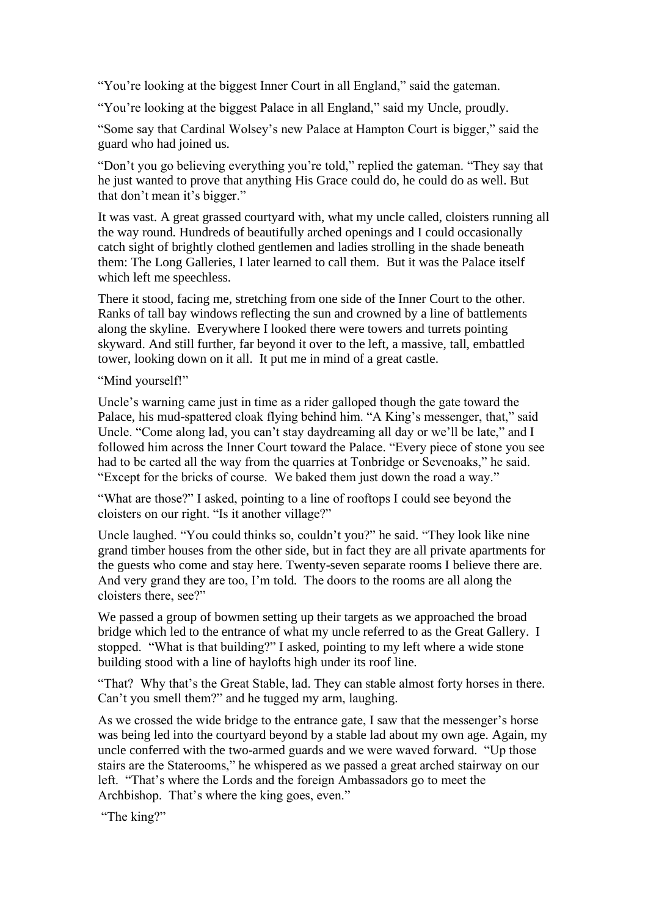"You're looking at the biggest Inner Court in all England," said the gateman.

"You're looking at the biggest Palace in all England," said my Uncle, proudly.

"Some say that Cardinal Wolsey's new Palace at Hampton Court is bigger," said the guard who had joined us.

"Don't you go believing everything you're told," replied the gateman. "They say that he just wanted to prove that anything His Grace could do, he could do as well. But that don't mean it's bigger."

It was vast. A great grassed courtyard with, what my uncle called, cloisters running all the way round. Hundreds of beautifully arched openings and I could occasionally catch sight of brightly clothed gentlemen and ladies strolling in the shade beneath them: The Long Galleries, I later learned to call them. But it was the Palace itself which left me speechless.

There it stood, facing me, stretching from one side of the Inner Court to the other. Ranks of tall bay windows reflecting the sun and crowned by a line of battlements along the skyline. Everywhere I looked there were towers and turrets pointing skyward. And still further, far beyond it over to the left, a massive, tall, embattled tower, looking down on it all. It put me in mind of a great castle.

"Mind yourself!"

Uncle's warning came just in time as a rider galloped though the gate toward the Palace, his mud-spattered cloak flying behind him. "A King's messenger, that," said Uncle. "Come along lad, you can't stay daydreaming all day or we'll be late," and I followed him across the Inner Court toward the Palace. "Every piece of stone you see had to be carted all the way from the quarries at Tonbridge or Sevenoaks," he said. "Except for the bricks of course. We baked them just down the road a way."

"What are those?" I asked, pointing to a line of rooftops I could see beyond the cloisters on our right. "Is it another village?"

Uncle laughed. "You could thinks so, couldn't you?" he said. "They look like nine grand timber houses from the other side, but in fact they are all private apartments for the guests who come and stay here. Twenty-seven separate rooms I believe there are. And very grand they are too, I'm told. The doors to the rooms are all along the cloisters there, see?"

We passed a group of bowmen setting up their targets as we approached the broad bridge which led to the entrance of what my uncle referred to as the Great Gallery. I stopped. "What is that building?" I asked, pointing to my left where a wide stone building stood with a line of haylofts high under its roof line.

"That? Why that's the Great Stable, lad. They can stable almost forty horses in there. Can't you smell them?" and he tugged my arm, laughing.

As we crossed the wide bridge to the entrance gate, I saw that the messenger's horse was being led into the courtyard beyond by a stable lad about my own age. Again, my uncle conferred with the two-armed guards and we were waved forward. "Up those stairs are the Staterooms," he whispered as we passed a great arched stairway on our left. "That's where the Lords and the foreign Ambassadors go to meet the Archbishop. That's where the king goes, even."

"The king?"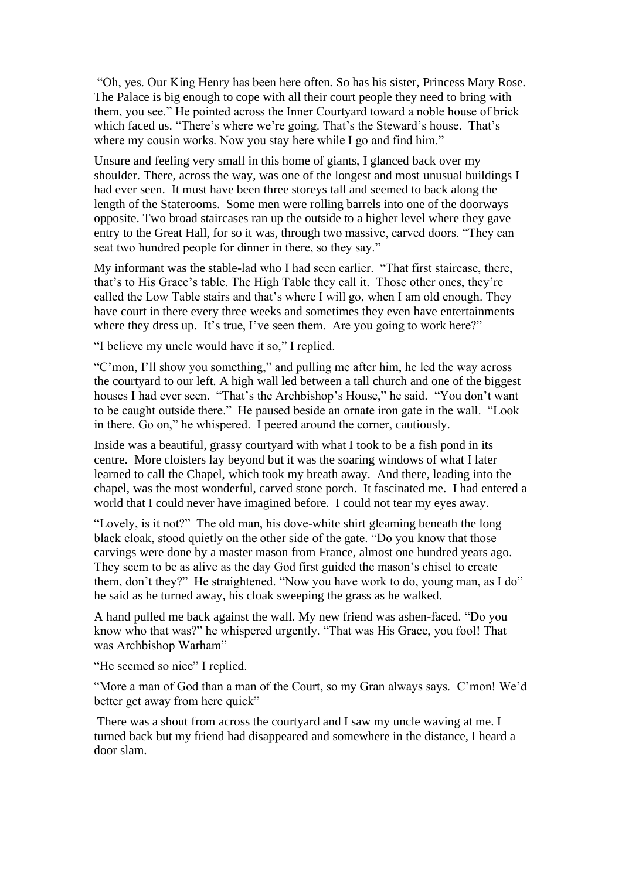"Oh, yes. Our King Henry has been here often. So has his sister, Princess Mary Rose. The Palace is big enough to cope with all their court people they need to bring with them, you see." He pointed across the Inner Courtyard toward a noble house of brick which faced us. "There's where we're going. That's the Steward's house. That's where my cousin works. Now you stay here while I go and find him."

Unsure and feeling very small in this home of giants, I glanced back over my shoulder. There, across the way, was one of the longest and most unusual buildings I had ever seen. It must have been three storeys tall and seemed to back along the length of the Staterooms. Some men were rolling barrels into one of the doorways opposite. Two broad staircases ran up the outside to a higher level where they gave entry to the Great Hall, for so it was, through two massive, carved doors. "They can seat two hundred people for dinner in there, so they say."

My informant was the stable-lad who I had seen earlier. "That first staircase, there, that's to His Grace's table. The High Table they call it. Those other ones, they're called the Low Table stairs and that's where I will go, when I am old enough. They have court in there every three weeks and sometimes they even have entertainments where they dress up. It's true, I've seen them. Are you going to work here?"

"I believe my uncle would have it so," I replied.

"C'mon, I'll show you something," and pulling me after him, he led the way across the courtyard to our left. A high wall led between a tall church and one of the biggest houses I had ever seen. "That's the Archbishop's House," he said. "You don't want to be caught outside there." He paused beside an ornate iron gate in the wall. "Look in there. Go on," he whispered. I peered around the corner, cautiously.

Inside was a beautiful, grassy courtyard with what I took to be a fish pond in its centre. More cloisters lay beyond but it was the soaring windows of what I later learned to call the Chapel, which took my breath away. And there, leading into the chapel, was the most wonderful, carved stone porch. It fascinated me. I had entered a world that I could never have imagined before. I could not tear my eyes away.

"Lovely, is it not?" The old man, his dove-white shirt gleaming beneath the long black cloak, stood quietly on the other side of the gate. "Do you know that those carvings were done by a master mason from France, almost one hundred years ago. They seem to be as alive as the day God first guided the mason's chisel to create them, don't they?" He straightened. "Now you have work to do, young man, as I do" he said as he turned away, his cloak sweeping the grass as he walked.

A hand pulled me back against the wall. My new friend was ashen-faced. "Do you know who that was?" he whispered urgently. "That was His Grace, you fool! That was Archbishop Warham"

"He seemed so nice" I replied.

"More a man of God than a man of the Court, so my Gran always says. C'mon! We'd better get away from here quick"

There was a shout from across the courtyard and I saw my uncle waving at me. I turned back but my friend had disappeared and somewhere in the distance, I heard a door slam.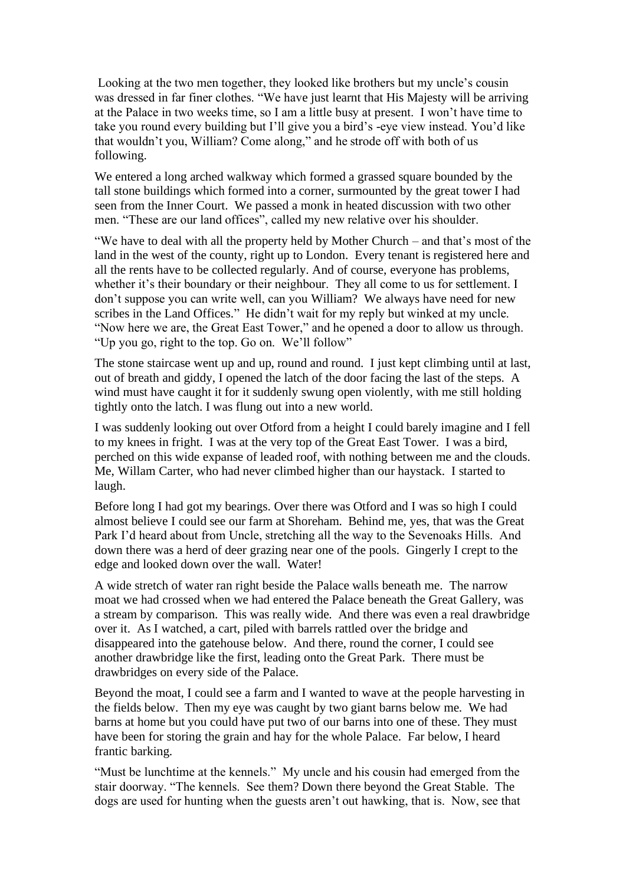Looking at the two men together, they looked like brothers but my uncle's cousin was dressed in far finer clothes. "We have just learnt that His Majesty will be arriving at the Palace in two weeks time, so I am a little busy at present. I won't have time to take you round every building but I'll give you a bird's -eye view instead. You'd like that wouldn't you, William? Come along," and he strode off with both of us following.

We entered a long arched walkway which formed a grassed square bounded by the tall stone buildings which formed into a corner, surmounted by the great tower I had seen from the Inner Court. We passed a monk in heated discussion with two other men. "These are our land offices", called my new relative over his shoulder.

"We have to deal with all the property held by Mother Church – and that's most of the land in the west of the county, right up to London. Every tenant is registered here and all the rents have to be collected regularly. And of course, everyone has problems, whether it's their boundary or their neighbour. They all come to us for settlement. I don't suppose you can write well, can you William? We always have need for new scribes in the Land Offices." He didn't wait for my reply but winked at my uncle. "Now here we are, the Great East Tower," and he opened a door to allow us through. "Up you go, right to the top. Go on. We'll follow"

The stone staircase went up and up, round and round. I just kept climbing until at last, out of breath and giddy, I opened the latch of the door facing the last of the steps. A wind must have caught it for it suddenly swung open violently, with me still holding tightly onto the latch. I was flung out into a new world.

I was suddenly looking out over Otford from a height I could barely imagine and I fell to my knees in fright. I was at the very top of the Great East Tower. I was a bird, perched on this wide expanse of leaded roof, with nothing between me and the clouds. Me, Willam Carter, who had never climbed higher than our haystack. I started to laugh.

Before long I had got my bearings. Over there was Otford and I was so high I could almost believe I could see our farm at Shoreham. Behind me, yes, that was the Great Park I'd heard about from Uncle, stretching all the way to the Sevenoaks Hills. And down there was a herd of deer grazing near one of the pools. Gingerly I crept to the edge and looked down over the wall. Water!

A wide stretch of water ran right beside the Palace walls beneath me. The narrow moat we had crossed when we had entered the Palace beneath the Great Gallery, was a stream by comparison. This was really wide. And there was even a real drawbridge over it. As I watched, a cart, piled with barrels rattled over the bridge and disappeared into the gatehouse below. And there, round the corner, I could see another drawbridge like the first, leading onto the Great Park. There must be drawbridges on every side of the Palace.

Beyond the moat, I could see a farm and I wanted to wave at the people harvesting in the fields below. Then my eye was caught by two giant barns below me. We had barns at home but you could have put two of our barns into one of these. They must have been for storing the grain and hay for the whole Palace. Far below, I heard frantic barking.

"Must be lunchtime at the kennels." My uncle and his cousin had emerged from the stair doorway. "The kennels. See them? Down there beyond the Great Stable. The dogs are used for hunting when the guests aren't out hawking, that is. Now, see that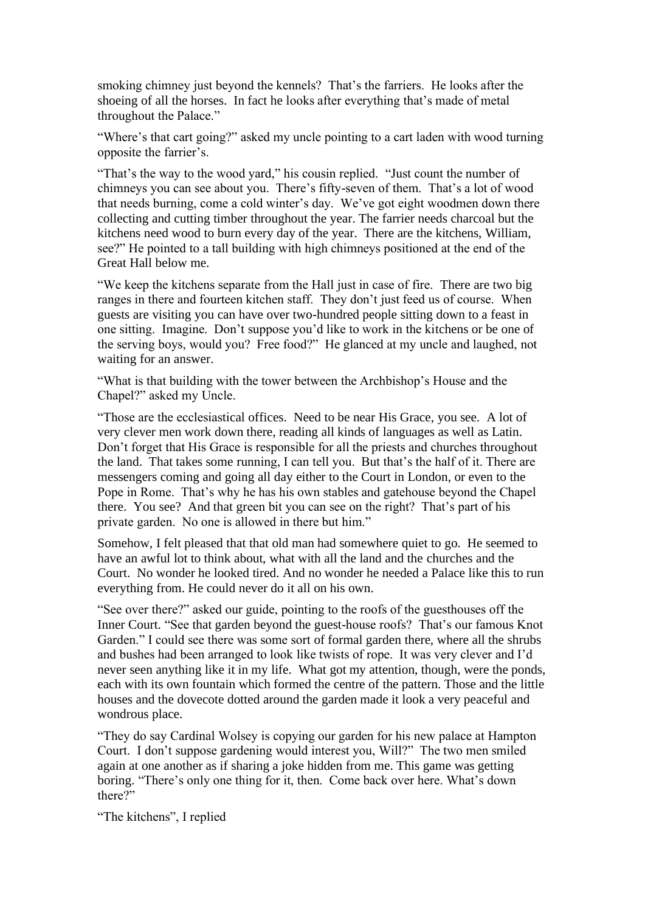smoking chimney just beyond the kennels? That's the farriers. He looks after the shoeing of all the horses. In fact he looks after everything that's made of metal throughout the Palace."

"Where's that cart going?" asked my uncle pointing to a cart laden with wood turning opposite the farrier's.

"That's the way to the wood yard," his cousin replied. "Just count the number of chimneys you can see about you. There's fifty-seven of them. That's a lot of wood that needs burning, come a cold winter's day. We've got eight woodmen down there collecting and cutting timber throughout the year. The farrier needs charcoal but the kitchens need wood to burn every day of the year. There are the kitchens, William, see?" He pointed to a tall building with high chimneys positioned at the end of the Great Hall below me.

"We keep the kitchens separate from the Hall just in case of fire. There are two big ranges in there and fourteen kitchen staff. They don't just feed us of course. When guests are visiting you can have over two-hundred people sitting down to a feast in one sitting. Imagine. Don't suppose you'd like to work in the kitchens or be one of the serving boys, would you? Free food?" He glanced at my uncle and laughed, not waiting for an answer.

"What is that building with the tower between the Archbishop's House and the Chapel?" asked my Uncle.

"Those are the ecclesiastical offices. Need to be near His Grace, you see. A lot of very clever men work down there, reading all kinds of languages as well as Latin. Don't forget that His Grace is responsible for all the priests and churches throughout the land. That takes some running, I can tell you. But that's the half of it. There are messengers coming and going all day either to the Court in London, or even to the Pope in Rome. That's why he has his own stables and gatehouse beyond the Chapel there. You see? And that green bit you can see on the right? That's part of his private garden. No one is allowed in there but him."

Somehow, I felt pleased that that old man had somewhere quiet to go. He seemed to have an awful lot to think about, what with all the land and the churches and the Court. No wonder he looked tired. And no wonder he needed a Palace like this to run everything from. He could never do it all on his own.

"See over there?" asked our guide, pointing to the roofs of the guesthouses off the Inner Court. "See that garden beyond the guest-house roofs? That's our famous Knot Garden." I could see there was some sort of formal garden there, where all the shrubs and bushes had been arranged to look like twists of rope. It was very clever and I'd never seen anything like it in my life. What got my attention, though, were the ponds, each with its own fountain which formed the centre of the pattern. Those and the little houses and the dovecote dotted around the garden made it look a very peaceful and wondrous place.

"They do say Cardinal Wolsey is copying our garden for his new palace at Hampton Court. I don't suppose gardening would interest you, Will?" The two men smiled again at one another as if sharing a joke hidden from me. This game was getting boring. "There's only one thing for it, then. Come back over here. What's down there?"

"The kitchens", I replied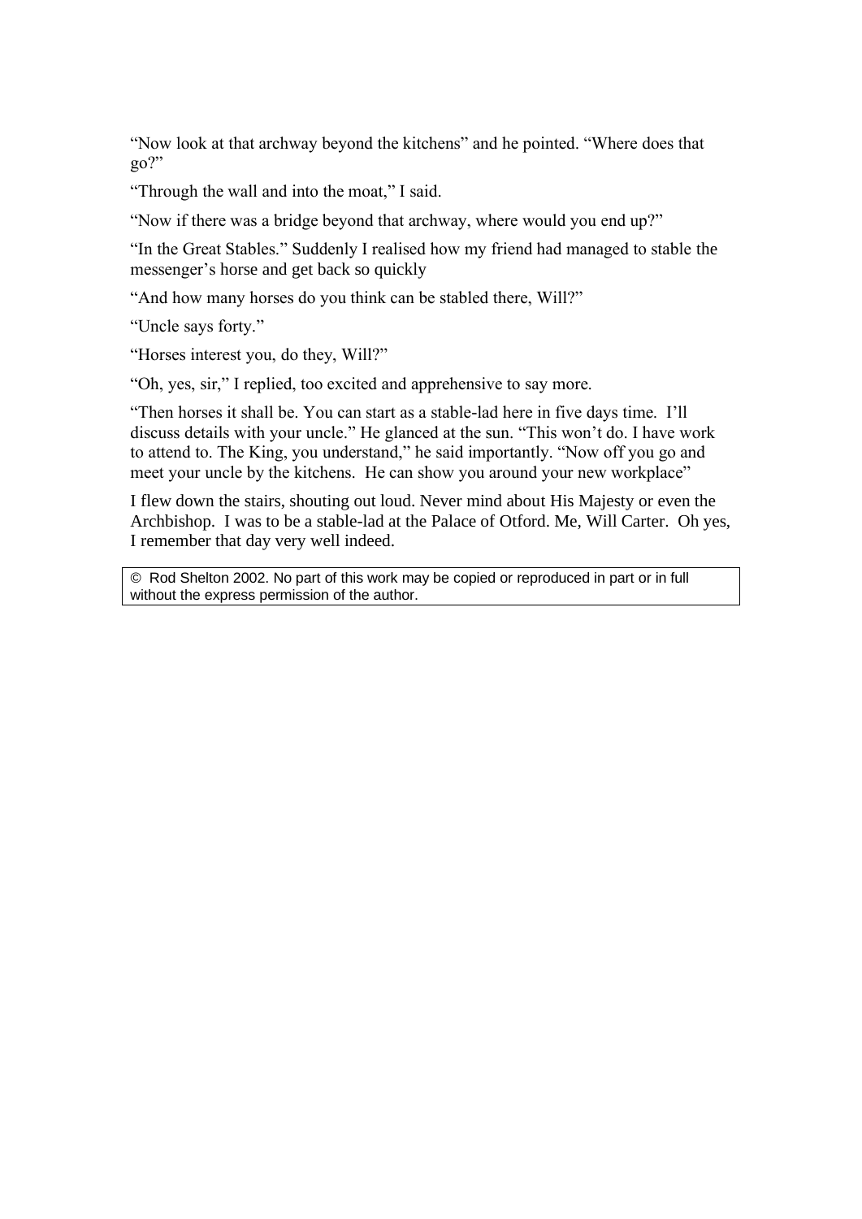"Now look at that archway beyond the kitchens" and he pointed. "Where does that go?"

"Through the wall and into the moat," I said.

"Now if there was a bridge beyond that archway, where would you end up?"

"In the Great Stables." Suddenly I realised how my friend had managed to stable the messenger's horse and get back so quickly

"And how many horses do you think can be stabled there, Will?"

"Uncle says forty."

"Horses interest you, do they, Will?"

"Oh, yes, sir," I replied, too excited and apprehensive to say more.

"Then horses it shall be. You can start as a stable-lad here in five days time. I'll discuss details with your uncle." He glanced at the sun. "This won't do. I have work to attend to. The King, you understand," he said importantly. "Now off you go and meet your uncle by the kitchens. He can show you around your new workplace"

I flew down the stairs, shouting out loud. Never mind about His Majesty or even the Archbishop. I was to be a stable-lad at the Palace of Otford. Me, Will Carter. Oh yes, I remember that day very well indeed.

© Rod Shelton 2002. No part of this work may be copied or reproduced in part or in full without the express permission of the author.